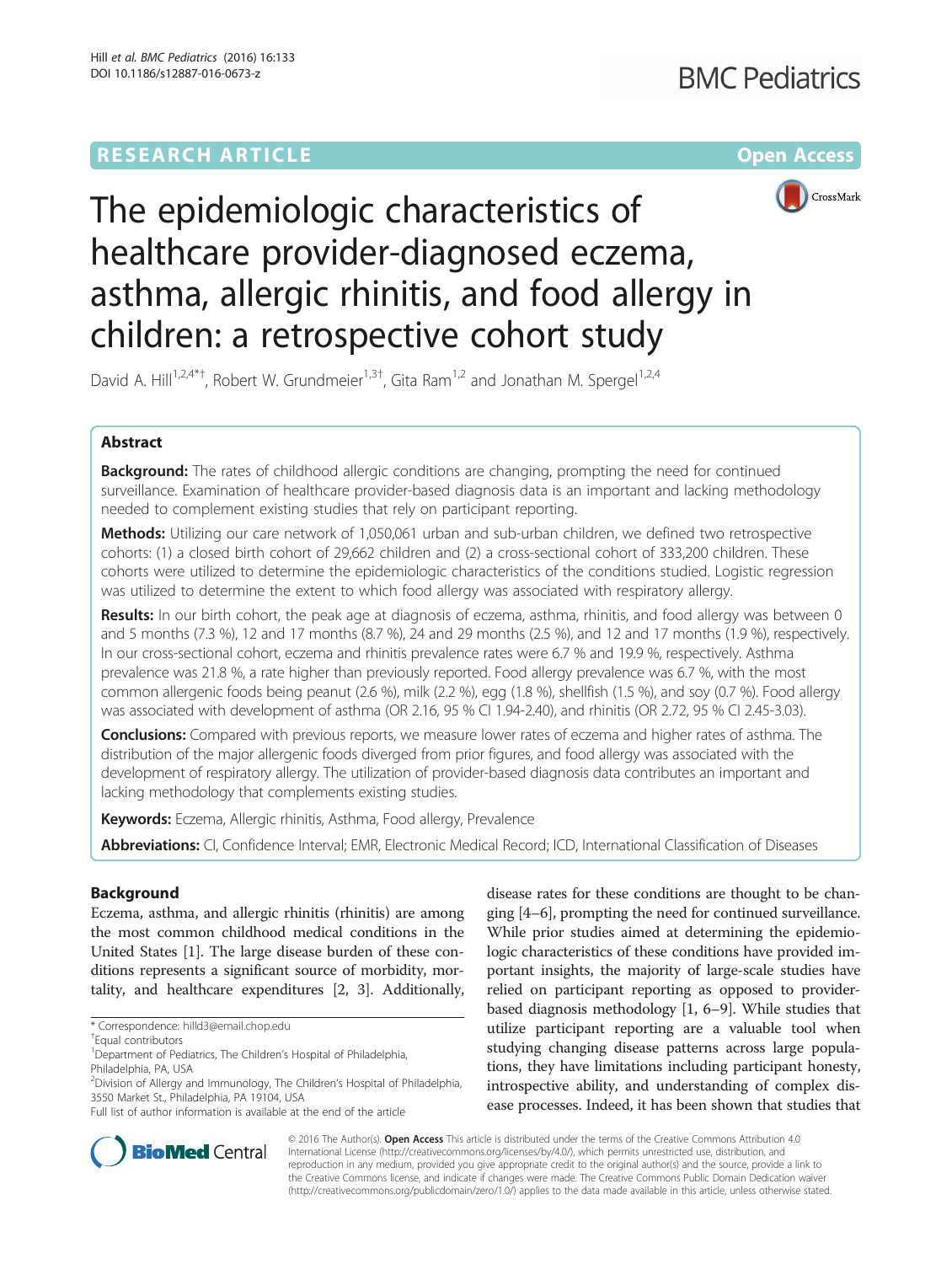RESEARCH ARTICLE

Open Access

# The epidemiologic characteristics of healthcare provider-diagnosed eczema, asthma, allergic rhinitis, and food allergy in children: a retrospective cohort study

David A. Hill[1,2,4*†], Robert W. Grundmeier[1,3†], Gita Ram[1,2] and Jonathan M. Spergel[1,2,4]

## Abstract

**Background:** The rates of childhood allergic conditions are changing, prompting the need for continued surveillance. Examination of healthcare provider-based diagnosis data is an important and lacking methodology needed to complement existing studies that rely on participant reporting.

**Methods:** Utilizing our care network of 1,050,061 urban and sub-urban children, we defined two retrospective cohorts: (1) a closed birth cohort of 29,662 children and (2) a cross-sectional cohort of 333,200 children. These cohorts were utilized to determine the epidemiologic characteristics of the conditions studied. Logistic regression was utilized to determine the extent to which food allergy was associated with respiratory allergy.

**Results:** In our birth cohort, the peak age at diagnosis of eczema, asthma, rhinitis, and food allergy was between 0 and 5 months (7.3 %), 12 and 17 months (8.7 %), 24 and 29 months (2.5 %), and 12 and 17 months (1.9 %), respectively. In our cross-sectional cohort, eczema and rhinitis prevalence rates were 6.7 % and 19.9 %, respectively. Asthma prevalence was 21.8 %, a rate higher than previously reported. Food allergy prevalence was 6.7 %, with the most common allergenic foods being peanut (2.6 %), milk (2.2 %), egg (1.8 %), shellfish (1.5 %), and soy (0.7 %). Food allergy was associated with development of asthma (OR 2.16, 95 % CI 1.94-2.40), and rhinitis (OR 2.72, 95 % CI 2.45-3.03).

**Conclusions:** Compared with previous reports, we measure lower rates of eczema and higher rates of asthma. The distribution of the major allergenic foods diverged from prior figures, and food allergy was associated with the development of respiratory allergy. The utilization of provider-based diagnosis data contributes an important and lacking methodology that complements existing studies.

**Keywords:** Eczema, Allergic rhinitis, Asthma, Food allergy, Prevalence

**Abbreviations:** CI, Confidence Interval; EMR, Electronic Medical Record; ICD, International Classification of Diseases

## Background

Eczema, asthma, and allergic rhinitis (rhinitis) are among the most common childhood medical conditions in the United States [1]. The large disease burden of these conditions represents a significant source of morbidity, mortality, and healthcare expenditures [2, 3]. Additionally, disease rates for these conditions are thought to be changing [4–6], prompting the need for continued surveillance. While prior studies aimed at determining the epidemiologic characteristics of these conditions have provided important insights, the majority of large-scale studies have relied on participant reporting as opposed to provider-based diagnosis methodology [1, 6–9]. While studies that utilize participant reporting are a valuable tool when studying changing disease patterns across large populations, they have limitations including participant honesty, introspective ability, and understanding of complex disease processes. Indeed, it has been shown that studies that

\* Correspondence: hilld3@email.chop.edu
†Equal contributors
[1]Department of Pediatrics, The Children's Hospital of Philadelphia, Philadelphia, PA, USA
[2]Division of Allergy and Immunology, The Children's Hospital of Philadelphia, 3550 Market St., Philadelphia, PA 19104, USA
Full list of author information is available at the end of the article

© 2016 The Author(s). **Open Access** This article is distributed under the terms of the Creative Commons Attribution 4.0 International License (http://creativecommons.org/licenses/by/4.0/), which permits unrestricted use, distribution, and reproduction in any medium, provided you give appropriate credit to the original author(s) and the source, provide a link to the Creative Commons license, and indicate if changes were made. The Creative Commons Public Domain Dedication waiver (http://creativecommons.org/publicdomain/zero/1.0/) applies to the data made available in this article, unless otherwise stated.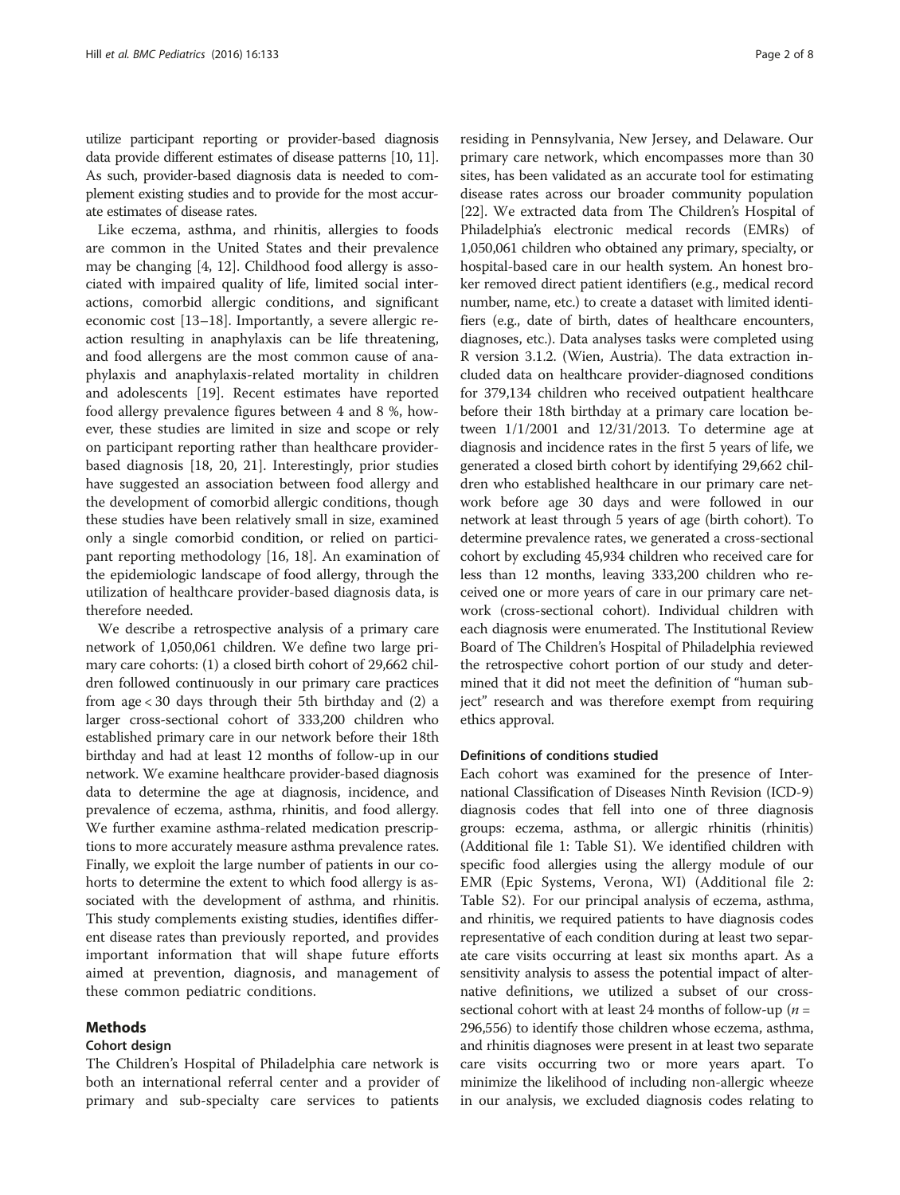utilize participant reporting or provider-based diagnosis data provide different estimates of disease patterns [10, 11]. As such, provider-based diagnosis data is needed to complement existing studies and to provide for the most accurate estimates of disease rates.

Like eczema, asthma, and rhinitis, allergies to foods are common in the United States and their prevalence may be changing [4, 12]. Childhood food allergy is associated with impaired quality of life, limited social interactions, comorbid allergic conditions, and significant economic cost [13–18]. Importantly, a severe allergic reaction resulting in anaphylaxis can be life threatening, and food allergens are the most common cause of anaphylaxis and anaphylaxis-related mortality in children and adolescents [19]. Recent estimates have reported food allergy prevalence figures between 4 and 8 %, however, these studies are limited in size and scope or rely on participant reporting rather than healthcare provider-based diagnosis [18, 20, 21]. Interestingly, prior studies have suggested an association between food allergy and the development of comorbid allergic conditions, though these studies have been relatively small in size, examined only a single comorbid condition, or relied on participant reporting methodology [16, 18]. An examination of the epidemiologic landscape of food allergy, through the utilization of healthcare provider-based diagnosis data, is therefore needed.

We describe a retrospective analysis of a primary care network of 1,050,061 children. We define two large primary care cohorts: (1) a closed birth cohort of 29,662 children followed continuously in our primary care practices from age < 30 days through their 5th birthday and (2) a larger cross-sectional cohort of 333,200 children who established primary care in our network before their 18th birthday and had at least 12 months of follow-up in our network. We examine healthcare provider-based diagnosis data to determine the age at diagnosis, incidence, and prevalence of eczema, asthma, rhinitis, and food allergy. We further examine asthma-related medication prescriptions to more accurately measure asthma prevalence rates. Finally, we exploit the large number of patients in our cohorts to determine the extent to which food allergy is associated with the development of asthma, and rhinitis. This study complements existing studies, identifies different disease rates than previously reported, and provides important information that will shape future efforts aimed at prevention, diagnosis, and management of these common pediatric conditions.

## Methods

### Cohort design

The Children's Hospital of Philadelphia care network is both an international referral center and a provider of primary and sub-specialty care services to patients residing in Pennsylvania, New Jersey, and Delaware. Our primary care network, which encompasses more than 30 sites, has been validated as an accurate tool for estimating disease rates across our broader community population [22]. We extracted data from The Children's Hospital of Philadelphia's electronic medical records (EMRs) of 1,050,061 children who obtained any primary, specialty, or hospital-based care in our health system. An honest broker removed direct patient identifiers (e.g., medical record number, name, etc.) to create a dataset with limited identifiers (e.g., date of birth, dates of healthcare encounters, diagnoses, etc.). Data analyses tasks were completed using R version 3.1.2. (Wien, Austria). The data extraction included data on healthcare provider-diagnosed conditions for 379,134 children who received outpatient healthcare before their 18th birthday at a primary care location between 1/1/2001 and 12/31/2013. To determine age at diagnosis and incidence rates in the first 5 years of life, we generated a closed birth cohort by identifying 29,662 children who established healthcare in our primary care network before age 30 days and were followed in our network at least through 5 years of age (birth cohort). To determine prevalence rates, we generated a cross-sectional cohort by excluding 45,934 children who received care for less than 12 months, leaving 333,200 children who received one or more years of care in our primary care network (cross-sectional cohort). Individual children with each diagnosis were enumerated. The Institutional Review Board of The Children's Hospital of Philadelphia reviewed the retrospective cohort portion of our study and determined that it did not meet the definition of "human subject" research and was therefore exempt from requiring ethics approval.

### Definitions of conditions studied

Each cohort was examined for the presence of International Classification of Diseases Ninth Revision (ICD-9) diagnosis codes that fell into one of three diagnosis groups: eczema, asthma, or allergic rhinitis (rhinitis) (Additional file 1: Table S1). We identified children with specific food allergies using the allergy module of our EMR (Epic Systems, Verona, WI) (Additional file 2: Table S2). For our principal analysis of eczema, asthma, and rhinitis, we required patients to have diagnosis codes representative of each condition during at least two separate care visits occurring at least six months apart. As a sensitivity analysis to assess the potential impact of alternative definitions, we utilized a subset of our cross-sectional cohort with at least 24 months of follow-up ($n$ = 296,556) to identify those children whose eczema, asthma, and rhinitis diagnoses were present in at least two separate care visits occurring two or more years apart. To minimize the likelihood of including non-allergic wheeze in our analysis, we excluded diagnosis codes relating to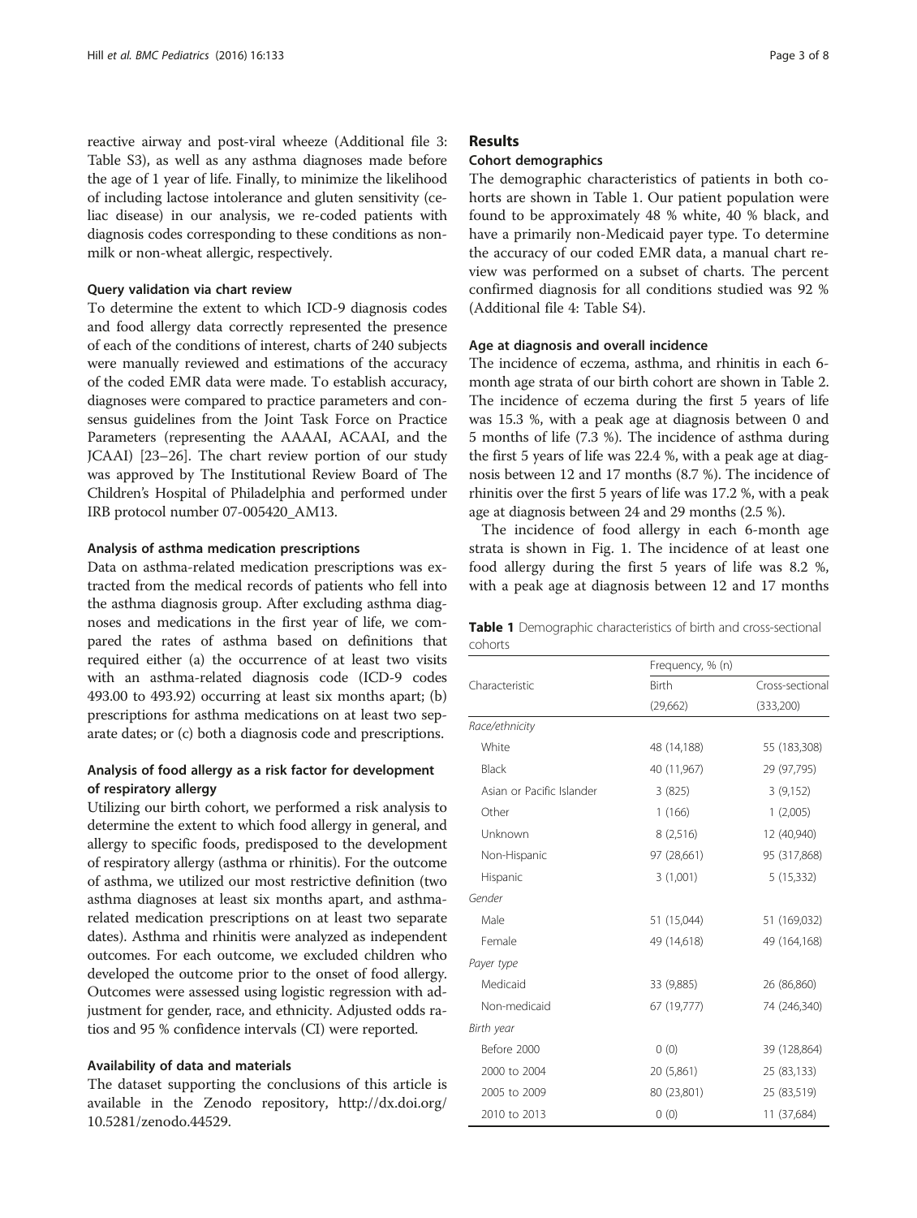reactive airway and post-viral wheeze (Additional file 3: Table S3), as well as any asthma diagnoses made before the age of 1 year of life. Finally, to minimize the likelihood of including lactose intolerance and gluten sensitivity (celiac disease) in our analysis, we re-coded patients with diagnosis codes corresponding to these conditions as non-milk or non-wheat allergic, respectively.

### Query validation via chart review

To determine the extent to which ICD-9 diagnosis codes and food allergy data correctly represented the presence of each of the conditions of interest, charts of 240 subjects were manually reviewed and estimations of the accuracy of the coded EMR data were made. To establish accuracy, diagnoses were compared to practice parameters and consensus guidelines from the Joint Task Force on Practice Parameters (representing the AAAAI, ACAAI, and the JCAAI) [23–26]. The chart review portion of our study was approved by The Institutional Review Board of The Children's Hospital of Philadelphia and performed under IRB protocol number 07-005420_AM13.

### Analysis of asthma medication prescriptions

Data on asthma-related medication prescriptions was extracted from the medical records of patients who fell into the asthma diagnosis group. After excluding asthma diagnoses and medications in the first year of life, we compared the rates of asthma based on definitions that required either (a) the occurrence of at least two visits with an asthma-related diagnosis code (ICD-9 codes 493.00 to 493.92) occurring at least six months apart; (b) prescriptions for asthma medications on at least two separate dates; or (c) both a diagnosis code and prescriptions.

### Analysis of food allergy as a risk factor for development of respiratory allergy

Utilizing our birth cohort, we performed a risk analysis to determine the extent to which food allergy in general, and allergy to specific foods, predisposed to the development of respiratory allergy (asthma or rhinitis). For the outcome of asthma, we utilized our most restrictive definition (two asthma diagnoses at least six months apart, and asthma-related medication prescriptions on at least two separate dates). Asthma and rhinitis were analyzed as independent outcomes. For each outcome, we excluded children who developed the outcome prior to the onset of food allergy. Outcomes were assessed using logistic regression with adjustment for gender, race, and ethnicity. Adjusted odds ratios and 95 % confidence intervals (CI) were reported.

### Availability of data and materials

The dataset supporting the conclusions of this article is available in the Zenodo repository, http://dx.doi.org/10.5281/zenodo.44529.

## Results

### Cohort demographics

The demographic characteristics of patients in both cohorts are shown in Table 1. Our patient population were found to be approximately 48 % white, 40 % black, and have a primarily non-Medicaid payer type. To determine the accuracy of our coded EMR data, a manual chart review was performed on a subset of charts. The percent confirmed diagnosis for all conditions studied was 92 % (Additional file 4: Table S4).

### Age at diagnosis and overall incidence

The incidence of eczema, asthma, and rhinitis in each 6-month age strata of our birth cohort are shown in Table 2. The incidence of eczema during the first 5 years of life was 15.3 %, with a peak age at diagnosis between 0 and 5 months of life (7.3 %). The incidence of asthma during the first 5 years of life was 22.4 %, with a peak age at diagnosis between 12 and 17 months (8.7 %). The incidence of rhinitis over the first 5 years of life was 17.2 %, with a peak age at diagnosis between 24 and 29 months (2.5 %).

The incidence of food allergy in each 6-month age strata is shown in Fig. 1. The incidence of at least one food allergy during the first 5 years of life was 8.2 %, with a peak age at diagnosis between 12 and 17 months

**Table 1** Demographic characteristics of birth and cross-sectional cohorts

| Characteristic | Frequency, % (n) | |
|---|---|---|
| | Birth | Cross-sectional |
| | (29,662) | (333,200) |
| *Race/ethnicity* | | |
| White | 48 (14,188) | 55 (183,308) |
| Black | 40 (11,967) | 29 (97,795) |
| Asian or Pacific Islander | 3 (825) | 3 (9,152) |
| Other | 1 (166) | 1 (2,005) |
| Unknown | 8 (2,516) | 12 (40,940) |
| Non-Hispanic | 97 (28,661) | 95 (317,868) |
| Hispanic | 3 (1,001) | 5 (15,332) |
| *Gender* | | |
| Male | 51 (15,044) | 51 (169,032) |
| Female | 49 (14,618) | 49 (164,168) |
| *Payer type* | | |
| Medicaid | 33 (9,885) | 26 (86,860) |
| Non-medicaid | 67 (19,777) | 74 (246,340) |
| *Birth year* | | |
| Before 2000 | 0 (0) | 39 (128,864) |
| 2000 to 2004 | 20 (5,861) | 25 (83,133) |
| 2005 to 2009 | 80 (23,801) | 25 (83,519) |
| 2010 to 2013 | 0 (0) | 11 (37,684) |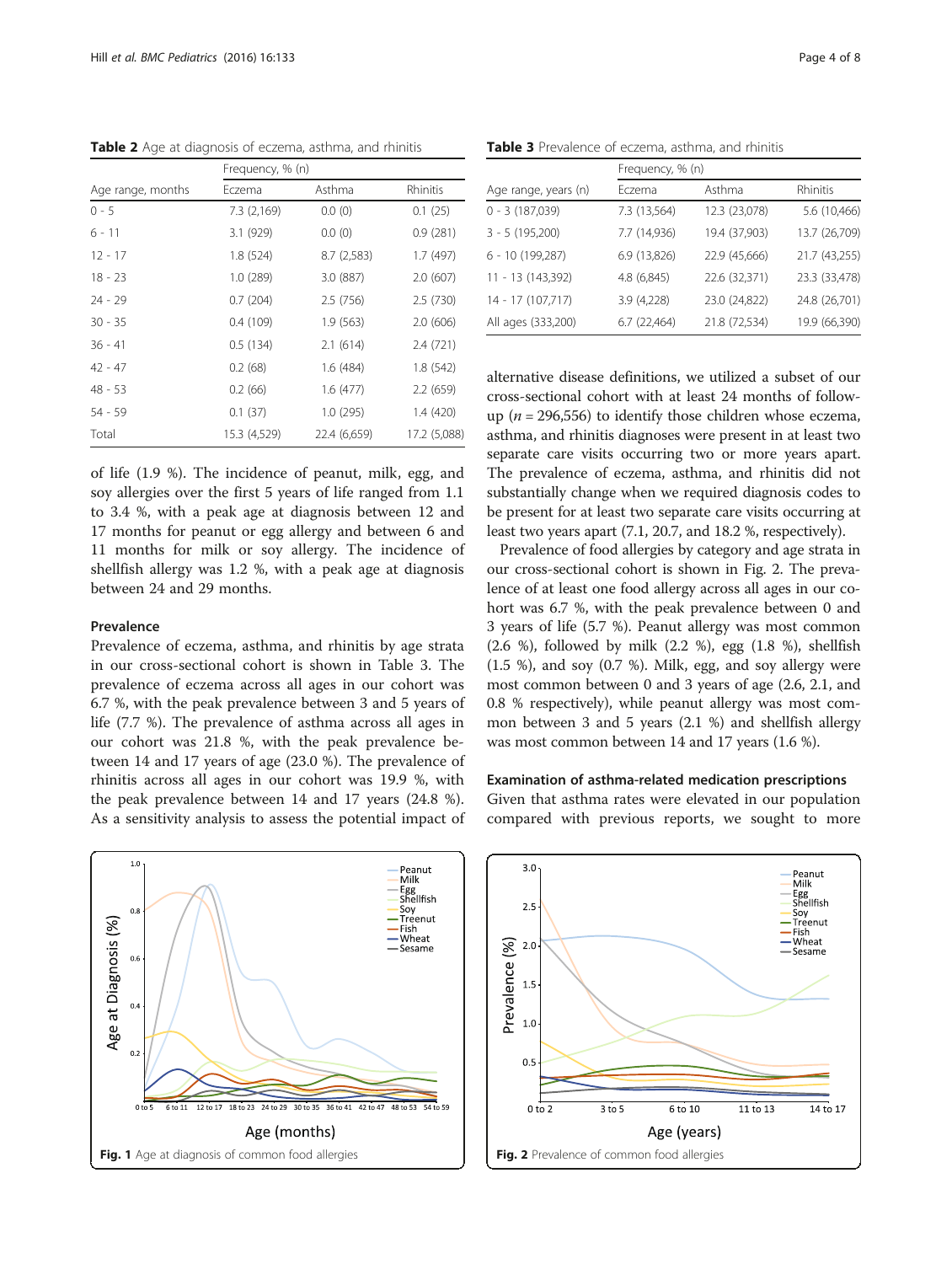**Table 2** Age at diagnosis of eczema, asthma, and rhinitis

| Age range, months | Frequency, % (n) | | |
|---|---|---|---|
| | Eczema | Asthma | Rhinitis |
| 0 - 5 | 7.3 (2,169) | 0.0 (0) | 0.1 (25) |
| 6 - 11 | 3.1 (929) | 0.0 (0) | 0.9 (281) |
| 12 - 17 | 1.8 (524) | 8.7 (2,583) | 1.7 (497) |
| 18 - 23 | 1.0 (289) | 3.0 (887) | 2.0 (607) |
| 24 - 29 | 0.7 (204) | 2.5 (756) | 2.5 (730) |
| 30 - 35 | 0.4 (109) | 1.9 (563) | 2.0 (606) |
| 36 - 41 | 0.5 (134) | 2.1 (614) | 2.4 (721) |
| 42 - 47 | 0.2 (68) | 1.6 (484) | 1.8 (542) |
| 48 - 53 | 0.2 (66) | 1.6 (477) | 2.2 (659) |
| 54 - 59 | 0.1 (37) | 1.0 (295) | 1.4 (420) |
| Total | 15.3 (4,529) | 22.4 (6,659) | 17.2 (5,088) |

of life (1.9 %). The incidence of peanut, milk, egg, and soy allergies over the first 5 years of life ranged from 1.1 to 3.4 %, with a peak age at diagnosis between 12 and 17 months for peanut or egg allergy and between 6 and 11 months for milk or soy allergy. The incidence of shellfish allergy was 1.2 %, with a peak age at diagnosis between 24 and 29 months.

### Prevalence

Prevalence of eczema, asthma, and rhinitis by age strata in our cross-sectional cohort is shown in Table 3. The prevalence of eczema across all ages in our cohort was 6.7 %, with the peak prevalence between 3 and 5 years of life (7.7 %). The prevalence of asthma across all ages in our cohort was 21.8 %, with the peak prevalence between 14 and 17 years of age (23.0 %). The prevalence of rhinitis across all ages in our cohort was 19.9 %, with the peak prevalence between 14 and 17 years (24.8 %). As a sensitivity analysis to assess the potential impact of alternative disease definitions, we utilized a subset of our cross-sectional cohort with at least 24 months of follow-up ($n$ = 296,556) to identify those children whose eczema, asthma, and rhinitis diagnoses were present in at least two separate care visits occurring two or more years apart. The prevalence of eczema, asthma, and rhinitis did not substantially change when we required diagnosis codes to be present for at least two separate care visits occurring at least two years apart (7.1, 20.7, and 18.2 %, respectively).

**Table 3** Prevalence of eczema, asthma, and rhinitis

| Age range, years (n) | Frequency, % (n) | | |
|---|---|---|---|
| | Eczema | Asthma | Rhinitis |
| 0 - 3 (187,039) | 7.3 (13,564) | 12.3 (23,078) | 5.6 (10,466) |
| 3 - 5 (195,200) | 7.7 (14,936) | 19.4 (37,903) | 13.7 (26,709) |
| 6 - 10 (199,287) | 6.9 (13,826) | 22.9 (45,666) | 21.7 (43,255) |
| 11 - 13 (143,392) | 4.8 (6,845) | 22.6 (32,371) | 23.3 (33,478) |
| 14 - 17 (107,717) | 3.9 (4,228) | 23.0 (24,822) | 24.8 (26,701) |
| All ages (333,200) | 6.7 (22,464) | 21.8 (72,534) | 19.9 (66,390) |

Prevalence of food allergies by category and age strata in our cross-sectional cohort is shown in Fig. 2. The prevalence of at least one food allergy across all ages in our cohort was 6.7 %, with the peak prevalence between 0 and 3 years of life (5.7 %). Peanut allergy was most common (2.6 %), followed by milk (2.2 %), egg (1.8 %), shellfish (1.5 %), and soy (0.7 %). Milk, egg, and soy allergy were most common between 0 and 3 years of age (2.6, 2.1, and 0.8 % respectively), while peanut allergy was most common between 3 and 5 years (2.1 %) and shellfish allergy was most common between 14 and 17 years (1.6 %).

### Examination of asthma-related medication prescriptions

Given that asthma rates were elevated in our population compared with previous reports, we sought to more

**Fig. 1** Age at diagnosis of common food allergies

**Fig. 2** Prevalence of common food allergies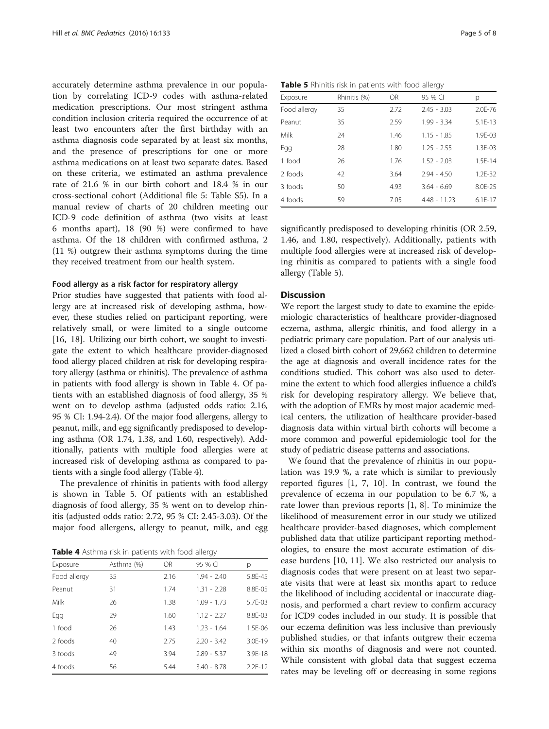accurately determine asthma prevalence in our population by correlating ICD-9 codes with asthma-related medication prescriptions. Our most stringent asthma condition inclusion criteria required the occurrence of at least two encounters after the first birthday with an asthma diagnosis code separated by at least six months, and the presence of prescriptions for one or more asthma medications on at least two separate dates. Based on these criteria, we estimated an asthma prevalence rate of 21.6 % in our birth cohort and 18.4 % in our cross-sectional cohort (Additional file 5: Table S5). In a manual review of charts of 20 children meeting our ICD-9 code definition of asthma (two visits at least 6 months apart), 18 (90 %) were confirmed to have asthma. Of the 18 children with confirmed asthma, 2 (11 %) outgrew their asthma symptoms during the time they received treatment from our health system.

#### Food allergy as a risk factor for respiratory allergy

Prior studies have suggested that patients with food allergy are at increased risk of developing asthma, however, these studies relied on participant reporting, were relatively small, or were limited to a single outcome [16, 18]. Utilizing our birth cohort, we sought to investigate the extent to which healthcare provider-diagnosed food allergy placed children at risk for developing respiratory allergy (asthma or rhinitis). The prevalence of asthma in patients with food allergy is shown in Table 4. Of patients with an established diagnosis of food allergy, 35 % went on to develop asthma (adjusted odds ratio: 2.16, 95 % CI: 1.94-2.4). Of the major food allergens, allergy to peanut, milk, and egg significantly predisposed to developing asthma (OR 1.74, 1.38, and 1.60, respectively). Additionally, patients with multiple food allergies were at increased risk of developing asthma as compared to patients with a single food allergy (Table 4).

The prevalence of rhinitis in patients with food allergy is shown in Table 5. Of patients with an established diagnosis of food allergy, 35 % went on to develop rhinitis (adjusted odds ratio: 2.72, 95 % CI: 2.45-3.03). Of the major food allergens, allergy to peanut, milk, and egg significantly predisposed to developing rhinitis (OR 2.59, 1.46, and 1.80, respectively). Additionally, patients with multiple food allergies were at increased risk of developing rhinitis as compared to patients with a single food allergy (Table 5).

**Table 4** Asthma risk in patients with food allergy

| Exposure | Asthma (%) | OR | 95 % CI | p |
|---|---|---|---|---|
| Food allergy | 35 | 2.16 | 1.94 - 2.40 | 5.8E-45 |
| Peanut | 31 | 1.74 | 1.31 - 2.28 | 8.8E-05 |
| Milk | 26 | 1.38 | 1.09 - 1.73 | 5.7E-03 |
| Egg | 29 | 1.60 | 1.12 - 2.27 | 8.8E-03 |
| 1 food | 26 | 1.43 | 1.23 - 1.64 | 1.5E-06 |
| 2 foods | 40 | 2.75 | 2.20 - 3.42 | 3.0E-19 |
| 3 foods | 49 | 3.94 | 2.89 - 5.37 | 3.9E-18 |
| 4 foods | 56 | 5.44 | 3.40 - 8.78 | 2.2E-12 |

**Table 5** Rhinitis risk in patients with food allergy

| Exposure | Rhinitis (%) | OR | 95 % CI | p |
|---|---|---|---|---|
| Food allergy | 35 | 2.72 | 2.45 - 3.03 | 2.0E-76 |
| Peanut | 35 | 2.59 | 1.99 - 3.34 | 5.1E-13 |
| Milk | 24 | 1.46 | 1.15 - 1.85 | 1.9E-03 |
| Egg | 28 | 1.80 | 1.25 - 2.55 | 1.3E-03 |
| 1 food | 26 | 1.76 | 1.52 - 2.03 | 1.5E-14 |
| 2 foods | 42 | 3.64 | 2.94 - 4.50 | 1.2E-32 |
| 3 foods | 50 | 4.93 | 3.64 - 6.69 | 8.0E-25 |
| 4 foods | 59 | 7.05 | 4.48 - 11.23 | 6.1E-17 |

## Discussion

We report the largest study to date to examine the epidemiologic characteristics of healthcare provider-diagnosed eczema, asthma, allergic rhinitis, and food allergy in a pediatric primary care population. Part of our analysis utilized a closed birth cohort of 29,662 children to determine the age at diagnosis and overall incidence rates for the conditions studied. This cohort was also used to determine the extent to which food allergies influence a child's risk for developing respiratory allergy. We believe that, with the adoption of EMRs by most major academic medical centers, the utilization of healthcare provider-based diagnosis data within virtual birth cohorts will become a more common and powerful epidemiologic tool for the study of pediatric disease patterns and associations.

We found that the prevalence of rhinitis in our population was 19.9 %, a rate which is similar to previously reported figures [1, 7, 10]. In contrast, we found the prevalence of eczema in our population to be 6.7 %, a rate lower than previous reports [1, 8]. To minimize the likelihood of measurement error in our study we utilized healthcare provider-based diagnoses, which complement published data that utilize participant reporting methodologies, to ensure the most accurate estimation of disease burdens [10, 11]. We also restricted our analysis to diagnosis codes that were present on at least two separate visits that were at least six months apart to reduce the likelihood of including accidental or inaccurate diagnosis, and performed a chart review to confirm accuracy for ICD9 codes included in our study. It is possible that our eczema definition was less inclusive than previously published studies, or that infants outgrew their eczema within six months of diagnosis and were not counted. While consistent with global data that suggest eczema rates may be leveling off or decreasing in some regions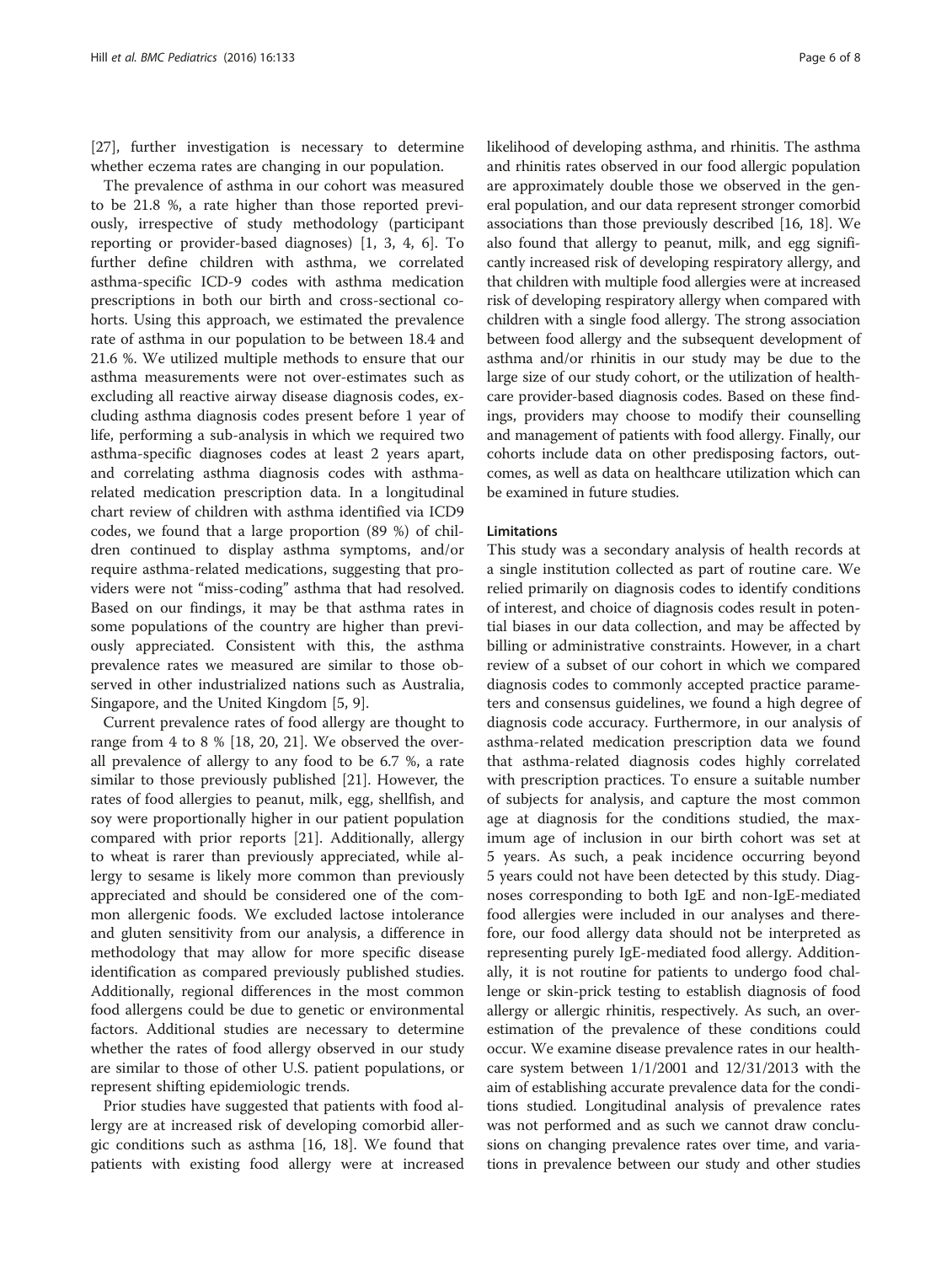[27], further investigation is necessary to determine whether eczema rates are changing in our population.

The prevalence of asthma in our cohort was measured to be 21.8 %, a rate higher than those reported previously, irrespective of study methodology (participant reporting or provider-based diagnoses) [1, 3, 4, 6]. To further define children with asthma, we correlated asthma-specific ICD-9 codes with asthma medication prescriptions in both our birth and cross-sectional cohorts. Using this approach, we estimated the prevalence rate of asthma in our population to be between 18.4 and 21.6 %. We utilized multiple methods to ensure that our asthma measurements were not over-estimates such as excluding all reactive airway disease diagnosis codes, excluding asthma diagnosis codes present before 1 year of life, performing a sub-analysis in which we required two asthma-specific diagnoses codes at least 2 years apart, and correlating asthma diagnosis codes with asthma-related medication prescription data. In a longitudinal chart review of children with asthma identified via ICD9 codes, we found that a large proportion (89 %) of children continued to display asthma symptoms, and/or require asthma-related medications, suggesting that providers were not "miss-coding" asthma that had resolved. Based on our findings, it may be that asthma rates in some populations of the country are higher than previously appreciated. Consistent with this, the asthma prevalence rates we measured are similar to those observed in other industrialized nations such as Australia, Singapore, and the United Kingdom [5, 9].

Current prevalence rates of food allergy are thought to range from 4 to 8 % [18, 20, 21]. We observed the overall prevalence of allergy to any food to be 6.7 %, a rate similar to those previously published [21]. However, the rates of food allergies to peanut, milk, egg, shellfish, and soy were proportionally higher in our patient population compared with prior reports [21]. Additionally, allergy to wheat is rarer than previously appreciated, while allergy to sesame is likely more common than previously appreciated and should be considered one of the common allergenic foods. We excluded lactose intolerance and gluten sensitivity from our analysis, a difference in methodology that may allow for more specific disease identification as compared previously published studies. Additionally, regional differences in the most common food allergens could be due to genetic or environmental factors. Additional studies are necessary to determine whether the rates of food allergy observed in our study are similar to those of other U.S. patient populations, or represent shifting epidemiologic trends.

Prior studies have suggested that patients with food allergy are at increased risk of developing comorbid allergic conditions such as asthma [16, 18]. We found that patients with existing food allergy were at increased likelihood of developing asthma, and rhinitis. The asthma and rhinitis rates observed in our food allergic population are approximately double those we observed in the general population, and our data represent stronger comorbid associations than those previously described [16, 18]. We also found that allergy to peanut, milk, and egg significantly increased risk of developing respiratory allergy, and that children with multiple food allergies were at increased risk of developing respiratory allergy when compared with children with a single food allergy. The strong association between food allergy and the subsequent development of asthma and/or rhinitis in our study may be due to the large size of our study cohort, or the utilization of healthcare provider-based diagnosis codes. Based on these findings, providers may choose to modify their counselling and management of patients with food allergy. Finally, our cohorts include data on other predisposing factors, outcomes, as well as data on healthcare utilization which can be examined in future studies.

### Limitations

This study was a secondary analysis of health records at a single institution collected as part of routine care. We relied primarily on diagnosis codes to identify conditions of interest, and choice of diagnosis codes result in potential biases in our data collection, and may be affected by billing or administrative constraints. However, in a chart review of a subset of our cohort in which we compared diagnosis codes to commonly accepted practice parameters and consensus guidelines, we found a high degree of diagnosis code accuracy. Furthermore, in our analysis of asthma-related medication prescription data we found that asthma-related diagnosis codes highly correlated with prescription practices. To ensure a suitable number of subjects for analysis, and capture the most common age at diagnosis for the conditions studied, the maximum age of inclusion in our birth cohort was set at 5 years. As such, a peak incidence occurring beyond 5 years could not have been detected by this study. Diagnoses corresponding to both IgE and non-IgE-mediated food allergies were included in our analyses and therefore, our food allergy data should not be interpreted as representing purely IgE-mediated food allergy. Additionally, it is not routine for patients to undergo food challenge or skin-prick testing to establish diagnosis of food allergy or allergic rhinitis, respectively. As such, an overestimation of the prevalence of these conditions could occur. We examine disease prevalence rates in our healthcare system between 1/1/2001 and 12/31/2013 with the aim of establishing accurate prevalence data for the conditions studied. Longitudinal analysis of prevalence rates was not performed and as such we cannot draw conclusions on changing prevalence rates over time, and variations in prevalence between our study and other studies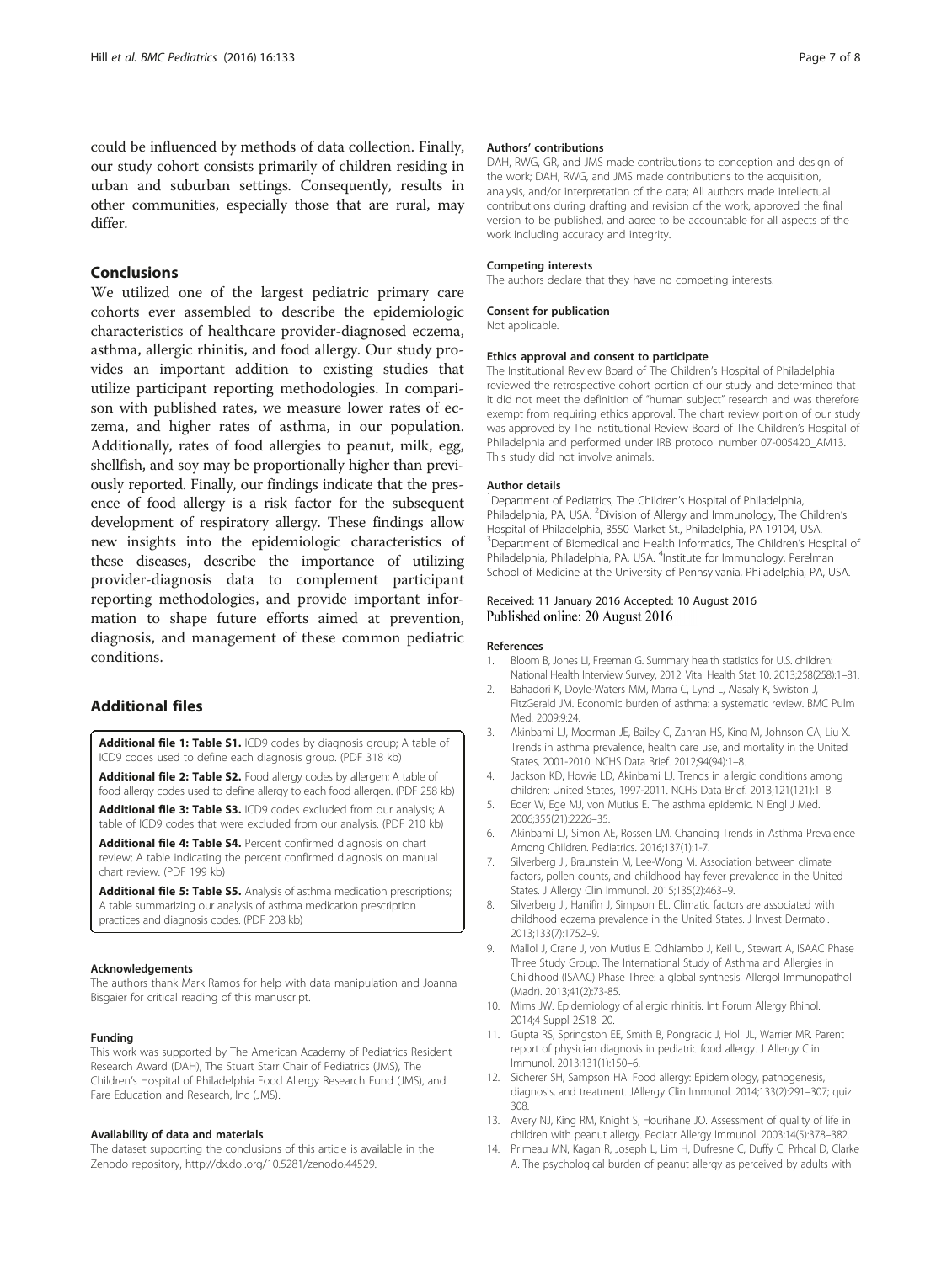could be influenced by methods of data collection. Finally, our study cohort consists primarily of children residing in urban and suburban settings. Consequently, results in other communities, especially those that are rural, may differ.

## Conclusions

We utilized one of the largest pediatric primary care cohorts ever assembled to describe the epidemiologic characteristics of healthcare provider-diagnosed eczema, asthma, allergic rhinitis, and food allergy. Our study provides an important addition to existing studies that utilize participant reporting methodologies. In comparison with published rates, we measure lower rates of eczema, and higher rates of asthma, in our population. Additionally, rates of food allergies to peanut, milk, egg, shellfish, and soy may be proportionally higher than previously reported. Finally, our findings indicate that the presence of food allergy is a risk factor for the subsequent development of respiratory allergy. These findings allow new insights into the epidemiologic characteristics of these diseases, describe the importance of utilizing provider-diagnosis data to complement participant reporting methodologies, and provide important information to shape future efforts aimed at prevention, diagnosis, and management of these common pediatric conditions.

## Additional files

**Additional file 1: Table S1.** ICD9 codes by diagnosis group; A table of ICD9 codes used to define each diagnosis group. (PDF 318 kb)

**Additional file 2: Table S2.** Food allergy codes by allergen; A table of food allergy codes used to define allergy to each food allergen. (PDF 258 kb)

**Additional file 3: Table S3.** ICD9 codes excluded from our analysis; A table of ICD9 codes that were excluded from our analysis. (PDF 210 kb)

**Additional file 4: Table S4.** Percent confirmed diagnosis on chart review; A table indicating the percent confirmed diagnosis on manual chart review. (PDF 199 kb)

**Additional file 5: Table S5.** Analysis of asthma medication prescriptions; A table summarizing our analysis of asthma medication prescription practices and diagnosis codes. (PDF 208 kb)

#### Acknowledgements

The authors thank Mark Ramos for help with data manipulation and Joanna Bisgaier for critical reading of this manuscript.

#### Funding

This work was supported by The American Academy of Pediatrics Resident Research Award (DAH), The Stuart Starr Chair of Pediatrics (JMS), The Children's Hospital of Philadelphia Food Allergy Research Fund (JMS), and Fare Education and Research, Inc (JMS).

#### Availability of data and materials

The dataset supporting the conclusions of this article is available in the Zenodo repository, http://dx.doi.org/10.5281/zenodo.44529.

#### Authors' contributions

DAH, RWG, GR, and JMS made contributions to conception and design of the work; DAH, RWG, and JMS made contributions to the acquisition, analysis, and/or interpretation of the data; All authors made intellectual contributions during drafting and revision of the work, approved the final version to be published, and agree to be accountable for all aspects of the work including accuracy and integrity.

#### Competing interests

The authors declare that they have no competing interests.

#### Consent for publication

Not applicable.

#### Ethics approval and consent to participate

The Institutional Review Board of The Children's Hospital of Philadelphia reviewed the retrospective cohort portion of our study and determined that it did not meet the definition of "human subject" research and was therefore exempt from requiring ethics approval. The chart review portion of our study was approved by The Institutional Review Board of The Children's Hospital of Philadelphia and performed under IRB protocol number 07-005420_AM13. This study did not involve animals.

#### Author details

[1]Department of Pediatrics, The Children's Hospital of Philadelphia, Philadelphia, PA, USA. [2]Division of Allergy and Immunology, The Children's Hospital of Philadelphia, 3550 Market St., Philadelphia, PA 19104, USA. [3]Department of Biomedical and Health Informatics, The Children's Hospital of Philadelphia, Philadelphia, PA, USA. [4]Institute for Immunology, Perelman School of Medicine at the University of Pennsylvania, Philadelphia, PA, USA.

Received: 11 January 2016 Accepted: 10 August 2016
Published online: 20 August 2016

#### References

1. Bloom B, Jones LI, Freeman G. Summary health statistics for U.S. children: National Health Interview Survey, 2012. Vital Health Stat 10. 2013;258(258):1–81.
2. Bahadori K, Doyle-Waters MM, Marra C, Lynd L, Alasaly K, Swiston J, FitzGerald JM. Economic burden of asthma: a systematic review. BMC Pulm Med. 2009;9:24.
3. Akinbami LJ, Moorman JE, Bailey C, Zahran HS, King M, Johnson CA, Liu X. Trends in asthma prevalence, health care use, and mortality in the United States, 2001-2010. NCHS Data Brief. 2012;94(94):1–8.
4. Jackson KD, Howie LD, Akinbami LJ. Trends in allergic conditions among children: United States, 1997-2011. NCHS Data Brief. 2013;121(121):1–8.
5. Eder W, Ege MJ, von Mutius E. The asthma epidemic. N Engl J Med. 2006;355(21):2226–35.
6. Akinbami LJ, Simon AE, Rossen LM. Changing Trends in Asthma Prevalence Among Children. Pediatrics. 2016;137(1):1-7.
7. Silverberg JI, Braunstein M, Lee-Wong M. Association between climate factors, pollen counts, and childhood hay fever prevalence in the United States. J Allergy Clin Immunol. 2015;135(2):463–9.
8. Silverberg JI, Hanifin J, Simpson EL. Climatic factors are associated with childhood eczema prevalence in the United States. J Invest Dermatol. 2013;133(7):1752–9.
9. Mallol J, Crane J, von Mutius E, Odhiambo J, Keil U, Stewart A, ISAAC Phase Three Study Group. The International Study of Asthma and Allergies in Childhood (ISAAC) Phase Three: a global synthesis. Allergol Immunopathol (Madr). 2013;41(2):73-85.
10. Mims JW. Epidemiology of allergic rhinitis. Int Forum Allergy Rhinol. 2014;4 Suppl 2:S18–20.
11. Gupta RS, Springston EE, Smith B, Pongracic J, Holl JL, Warrier MR. Parent report of physician diagnosis in pediatric food allergy. J Allergy Clin Immunol. 2013;131(1):150–6.
12. Sicherer SH, Sampson HA. Food allergy: Epidemiology, pathogenesis, diagnosis, and treatment. JAllergy Clin Immunol. 2014;133(2):291–307; quiz 308.
13. Avery NJ, King RM, Knight S, Hourihane JO. Assessment of quality of life in children with peanut allergy. Pediatr Allergy Immunol. 2003;14(5):378–382.
14. Primeau MN, Kagan R, Joseph L, Lim H, Dufresne C, Duffy C, Prhcal D, Clarke A. The psychological burden of peanut allergy as perceived by adults with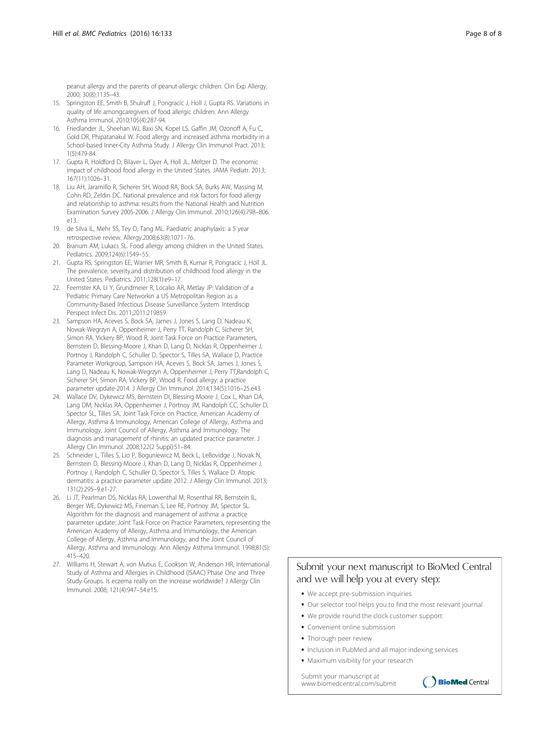peanut allergy and the parents of peanut-allergic children. Clin Exp Allergy. 2000; 30(8):1135–43.

15. Springston EE, Smith B, Shulruff J, Pongracic J, Holl J, Gupta RS. Variations in quality of life amongcaregivers of food allergic children. Ann Allergy Asthma Immunol. 2010;105(4):287-94.
16. Friedlander JL, Sheehan WJ, Baxi SN, Kopel LS, Gaffin JM, Ozonoff A, Fu C, Gold DR, Phipatanakul W. Food allergy and increased asthma morbidity in a School-based Inner-City Asthma Study. J Allergy Clin Immunol Pract. 2013; 1(5):479-84.
17. Gupta R, Holdford D, Bilaver L, Dyer A, Holl JL, Meltzer D. The economic impact of childhood food allergy in the United States. JAMA Pediatr. 2013; 167(11):1026–31.
18. Liu AH, Jaramillo R, Sicherer SH, Wood RA, Bock SA, Burks AW, Massing M, Cohn RD, Zeldin DC. National prevalence and risk factors for food allergy and relationship to asthma: results from the National Health and Nutrition Examination Survey 2005-2006. J Allergy Clin Immunol. 2010;126(4):798–806. e13.
19. de Silva IL, Mehr SS, Tey D, Tang ML. Paediatric anaphylaxis: a 5 year retrospective review. Allergy.2008;63(8):1071–76.
20. Branum AM, Lukacs SL. Food allergy among children in the United States. Pediatrics. 2009;124(6):1549–55.
21. Gupta RS, Springston EE, Warrier MR, Smith B, Kumar R, Pongracic J, Holl JL. The prevalence, severity,and distribution of childhood food allergy in the United States. Pediatrics. 2011;128(1):e9–17.
22. Feemster KA, Li Y, Grundmeier R, Localio AR, Metlay JP: Validation of a Pediatric Primary Care Networkin a US Metropolitan Region as a Community-Based Infectious Disease Surveillance System. Interdiscip Perspect Infect Dis. 2011;2011:219859.
23. Sampson HA, Aceves S, Bock SA, James J, Jones S, Lang D, Nadeau K, Nowak-Wegrzyn A, Oppenheimer J, Perry TT, Randolph C, Sicherer SH, Simon RA, Vickery BP, Wood R, Joint Task Force on Practice Parameters, Bernstein D, Blessing-Moore J, Khan D, Lang D, Nicklas R, Oppenheimer J, Portnoy J, Randolph C, Schuller D, Spector S, Tilles SA, Wallace D, Practice Parameter Workgroup, Sampson HA, Aceves S, Bock SA, James J, Jones S, Lang D, Nadeau K, Nowak-Wegrzyn A, Oppenheimer J, Perry TT,Randolph C, Sicherer SH, Simon RA, Vickery BP, Wood R. Food allergy: a practice parameter update-2014. J Allergy Clin Immunol. 2014;134(5):1016–25.e43.
24. Wallace DV, Dykewicz MS, Bernstein DI, Blessing-Moore J, Cox L, Khan DA, Lang DM, Nicklas RA, Oppenheimer J, Portnoy JM, Randolph CC, Schuller D, Spector SL, Tilles SA, Joint Task Force on Practice, American Academy of Allergy, Asthma & Immunology, American College of Allergy, Asthma and Immunology, Joint Council of Allergy, Asthma and Immunology. The diagnosis and management of rhinitis: an updated practice parameter. J Allergy Clin Immunol. 2008;122(2 Suppl):S1–84.
25. Schneider L, Tilles S, Lio P, Boguniewicz M, Beck L, LeBovidge J, Novak N, Bernstein D, Blessing-Moore J, Khan D, Lang D, Nicklas R, Oppenheimer J, Portnoy J, Randolph C, Schuller D, Spector S, Tilles S, Wallace D. Atopic dermatitis: a practice parameter update 2012. J Allergy Clin Immunol. 2013; 131(2):295–9.e1-27.
26. Li JT, Pearlman DS, Nicklas RA, Lowenthal M, Rosenthal RR, Bernstein IL, Berger WE, Dykewicz MS, Fineman S, Lee RE, Portnoy JM, Spector SL. Algorithm for the diagnosis and management of asthma: a practice parameter update: Joint Task Force on Practice Parameters, representing the American Academy of Allergy, Asthma and Immunology, the American College of Allergy, Asthma and Immunology, and the Joint Council of Allergy, Asthma and Immunology. Ann Allergy Asthma Immunol. 1998;81(5): 415–420.
27. Williams H, Stewart A, von Mutius E, Cookson W, Anderson HR, International Study of Asthma and Allergies in Childhood (ISAAC) Phase One and Three Study Groups. Is eczema really on the increase worldwide? J Allergy Clin Immunol. 2008; 121(4):947–54.e15.

Submit your next manuscript to BioMed Central and we will help you at every step:

- We accept pre-submission inquiries
- Our selector tool helps you to find the most relevant journal
- We provide round the clock customer support
- Convenient online submission
- Thorough peer review
- Inclusion in PubMed and all major indexing services
- Maximum visibility for your research

Submit your manuscript at www.biomedcentral.com/submit

BioMed Central